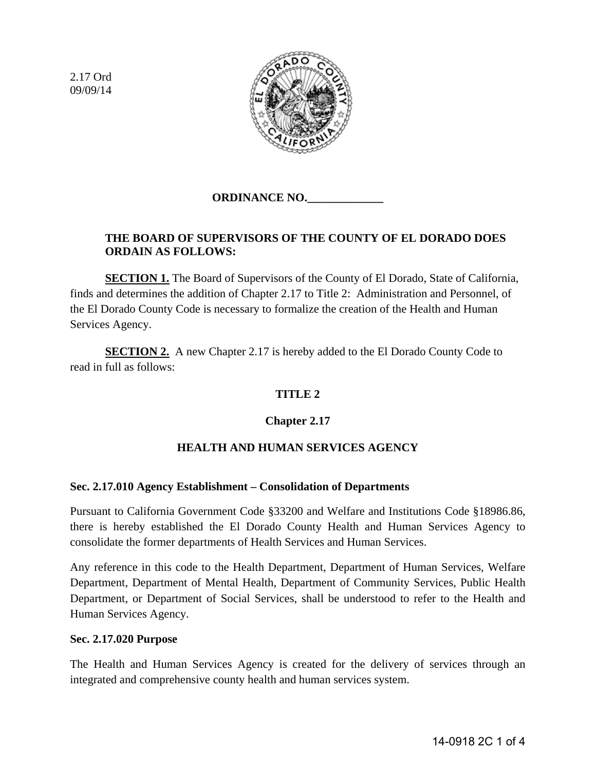2.17 Ord
09/09/14

**ORDINANCE NO.\_\_\_\_\_\_\_\_\_\_\_\_\_**

**THE BOARD OF SUPERVISORS OF THE COUNTY OF EL DORADO DOES ORDAIN AS FOLLOWS:**

**SECTION 1.** The Board of Supervisors of the County of El Dorado, State of California, finds and determines the addition of Chapter 2.17 to Title 2: Administration and Personnel, of the El Dorado County Code is necessary to formalize the creation of the Health and Human Services Agency.

**SECTION 2.** A new Chapter 2.17 is hereby added to the El Dorado County Code to read in full as follows:

**TITLE 2**

**Chapter 2.17**

**HEALTH AND HUMAN SERVICES AGENCY**

**Sec. 2.17.010 Agency Establishment – Consolidation of Departments**

Pursuant to California Government Code §33200 and Welfare and Institutions Code §18986.86, there is hereby established the El Dorado County Health and Human Services Agency to consolidate the former departments of Health Services and Human Services.

Any reference in this code to the Health Department, Department of Human Services, Welfare Department, Department of Mental Health, Department of Community Services, Public Health Department, or Department of Social Services, shall be understood to refer to the Health and Human Services Agency.

**Sec. 2.17.020 Purpose**

The Health and Human Services Agency is created for the delivery of services through an integrated and comprehensive county health and human services system.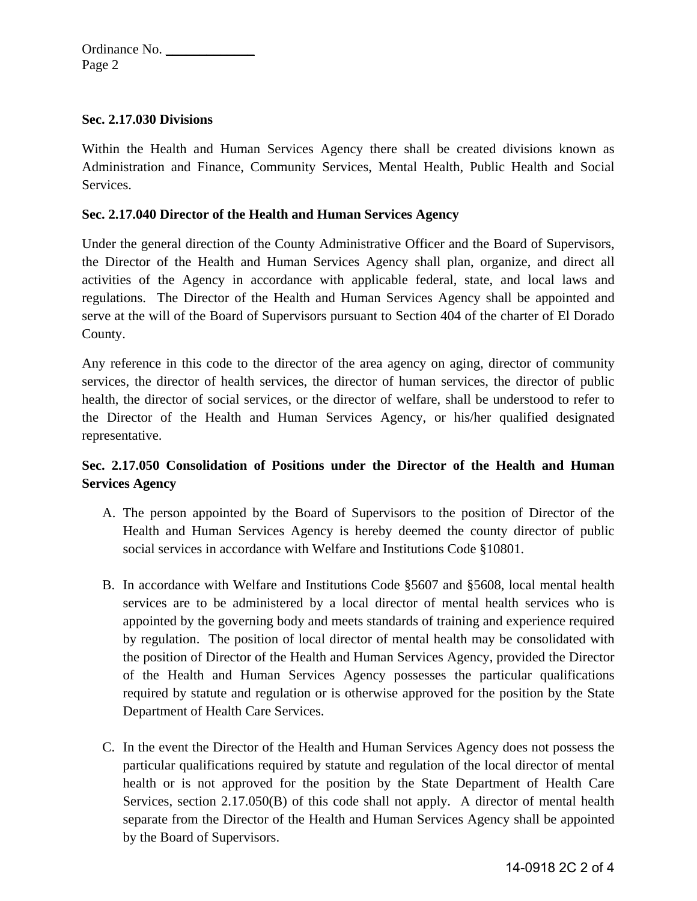**Sec. 2.17.030 Divisions**

Within the Health and Human Services Agency there shall be created divisions known as Administration and Finance, Community Services, Mental Health, Public Health and Social Services.

**Sec. 2.17.040 Director of the Health and Human Services Agency**

Under the general direction of the County Administrative Officer and the Board of Supervisors, the Director of the Health and Human Services Agency shall plan, organize, and direct all activities of the Agency in accordance with applicable federal, state, and local laws and regulations. The Director of the Health and Human Services Agency shall be appointed and serve at the will of the Board of Supervisors pursuant to Section 404 of the charter of El Dorado County.

Any reference in this code to the director of the area agency on aging, director of community services, the director of health services, the director of human services, the director of public health, the director of social services, or the director of welfare, shall be understood to refer to the Director of the Health and Human Services Agency, or his/her qualified designated representative.

**Sec. 2.17.050 Consolidation of Positions under the Director of the Health and Human Services Agency**

A. The person appointed by the Board of Supervisors to the position of Director of the Health and Human Services Agency is hereby deemed the county director of public social services in accordance with Welfare and Institutions Code §10801.

B. In accordance with Welfare and Institutions Code §5607 and §5608, local mental health services are to be administered by a local director of mental health services who is appointed by the governing body and meets standards of training and experience required by regulation. The position of local director of mental health may be consolidated with the position of Director of the Health and Human Services Agency, provided the Director of the Health and Human Services Agency possesses the particular qualifications required by statute and regulation or is otherwise approved for the position by the State Department of Health Care Services.

C. In the event the Director of the Health and Human Services Agency does not possess the particular qualifications required by statute and regulation of the local director of mental health or is not approved for the position by the State Department of Health Care Services, section 2.17.050(B) of this code shall not apply. A director of mental health separate from the Director of the Health and Human Services Agency shall be appointed by the Board of Supervisors.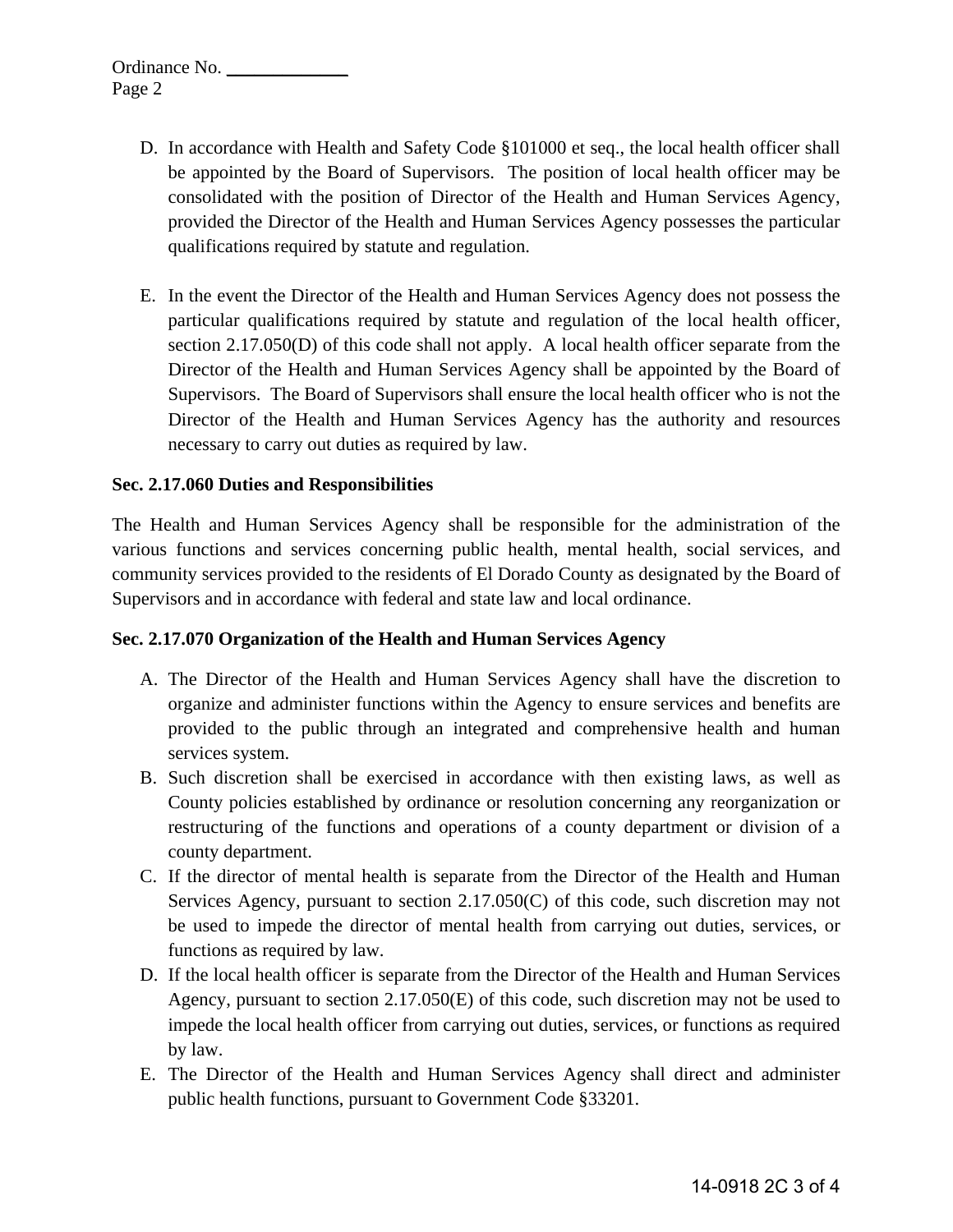D. In accordance with Health and Safety Code §101000 et seq., the local health officer shall be appointed by the Board of Supervisors. The position of local health officer may be consolidated with the position of Director of the Health and Human Services Agency, provided the Director of the Health and Human Services Agency possesses the particular qualifications required by statute and regulation.

E. In the event the Director of the Health and Human Services Agency does not possess the particular qualifications required by statute and regulation of the local health officer, section 2.17.050(D) of this code shall not apply. A local health officer separate from the Director of the Health and Human Services Agency shall be appointed by the Board of Supervisors. The Board of Supervisors shall ensure the local health officer who is not the Director of the Health and Human Services Agency has the authority and resources necessary to carry out duties as required by law.

**Sec. 2.17.060 Duties and Responsibilities**

The Health and Human Services Agency shall be responsible for the administration of the various functions and services concerning public health, mental health, social services, and community services provided to the residents of El Dorado County as designated by the Board of Supervisors and in accordance with federal and state law and local ordinance.

**Sec. 2.17.070 Organization of the Health and Human Services Agency**

A. The Director of the Health and Human Services Agency shall have the discretion to organize and administer functions within the Agency to ensure services and benefits are provided to the public through an integrated and comprehensive health and human services system.
B. Such discretion shall be exercised in accordance with then existing laws, as well as County policies established by ordinance or resolution concerning any reorganization or restructuring of the functions and operations of a county department or division of a county department.
C. If the director of mental health is separate from the Director of the Health and Human Services Agency, pursuant to section 2.17.050(C) of this code, such discretion may not be used to impede the director of mental health from carrying out duties, services, or functions as required by law.
D. If the local health officer is separate from the Director of the Health and Human Services Agency, pursuant to section 2.17.050(E) of this code, such discretion may not be used to impede the local health officer from carrying out duties, services, or functions as required by law.
E. The Director of the Health and Human Services Agency shall direct and administer public health functions, pursuant to Government Code §33201.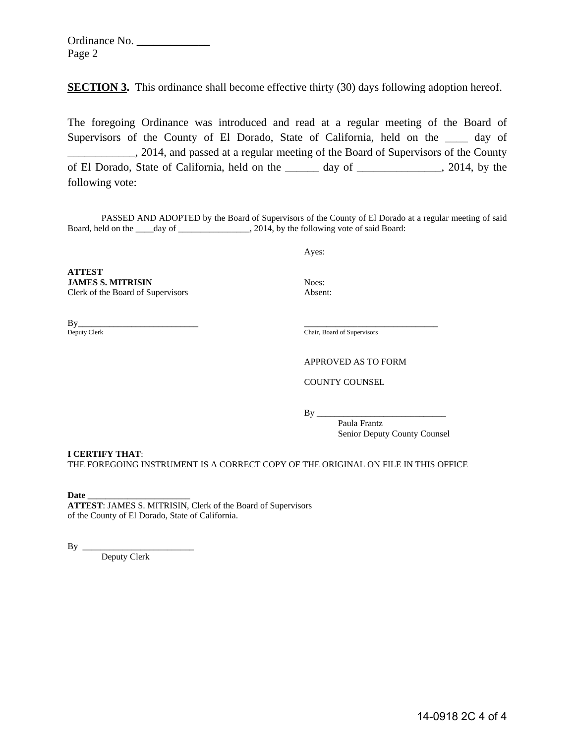Ordinance No. _____________
Page 2

**SECTION 3.** This ordinance shall become effective thirty (30) days following adoption hereof.

The foregoing Ordinance was introduced and read at a regular meeting of the Board of Supervisors of the County of El Dorado, State of California, held on the ____ day of ____________, 2014, and passed at a regular meeting of the Board of Supervisors of the County of El Dorado, State of California, held on the ______ day of _______________, 2014, by the following vote:

PASSED AND ADOPTED by the Board of Supervisors of the County of El Dorado at a regular meeting of said Board, held on the ____day of ________________, 2014, by the following vote of said Board:

Ayes:

**ATTEST**
**JAMES S. MITRISIN**
Clerk of the Board of Supervisors

Noes:
Absent:

By___________________________
Deputy Clerk

_______________________________
Chair, Board of Supervisors

APPROVED AS TO FORM

COUNTY COUNSEL

By _____________________________
Paula Frantz
Senior Deputy County Counsel

**I CERTIFY THAT**:
THE FOREGOING INSTRUMENT IS A CORRECT COPY OF THE ORIGINAL ON FILE IN THIS OFFICE

**Date** _______________________
**ATTEST**: JAMES S. MITRISIN, Clerk of the Board of Supervisors
of the County of El Dorado, State of California.

By _________________________
Deputy Clerk